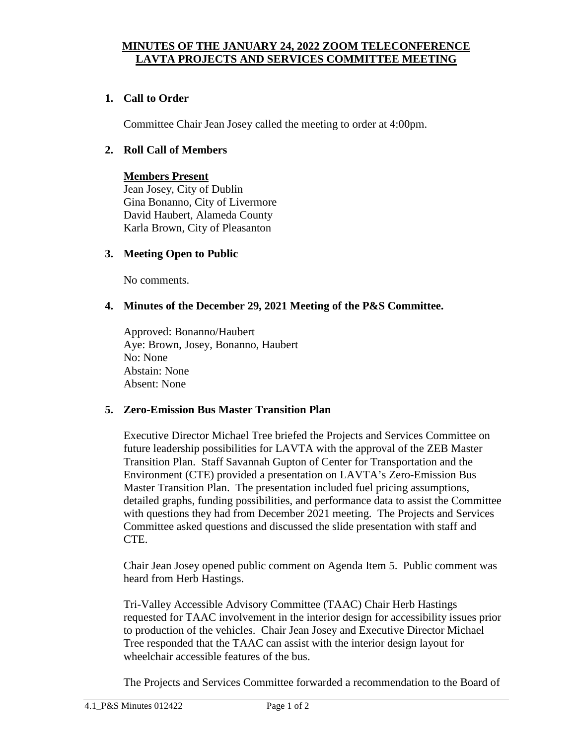# MINUTES OF THE JANUARY 24, 2022 ZOOM TELECONFERENCE LAVTA PROJECTS AND SERVICES COMMITTEE MEETING

## 1. Call to Order

Committee Chair Jean Josey called the meeting to order at 4:00pm.

## 2. Roll Call of Members

**Members Present**

Jean Josey, City of Dublin
Gina Bonanno, City of Livermore
David Haubert, Alameda County
Karla Brown, City of Pleasanton

## 3. Meeting Open to Public

No comments.

## 4. Minutes of the December 29, 2021 Meeting of the P&S Committee.

Approved: Bonanno/Haubert
Aye: Brown, Josey, Bonanno, Haubert
No: None
Abstain: None
Absent: None

## 5. Zero-Emission Bus Master Transition Plan

Executive Director Michael Tree briefed the Projects and Services Committee on future leadership possibilities for LAVTA with the approval of the ZEB Master Transition Plan. Staff Savannah Gupton of Center for Transportation and the Environment (CTE) provided a presentation on LAVTA's Zero-Emission Bus Master Transition Plan. The presentation included fuel pricing assumptions, detailed graphs, funding possibilities, and performance data to assist the Committee with questions they had from December 2021 meeting. The Projects and Services Committee asked questions and discussed the slide presentation with staff and CTE.

Chair Jean Josey opened public comment on Agenda Item 5. Public comment was heard from Herb Hastings.

Tri-Valley Accessible Advisory Committee (TAAC) Chair Herb Hastings requested for TAAC involvement in the interior design for accessibility issues prior to production of the vehicles. Chair Jean Josey and Executive Director Michael Tree responded that the TAAC can assist with the interior design layout for wheelchair accessible features of the bus.

The Projects and Services Committee forwarded a recommendation to the Board of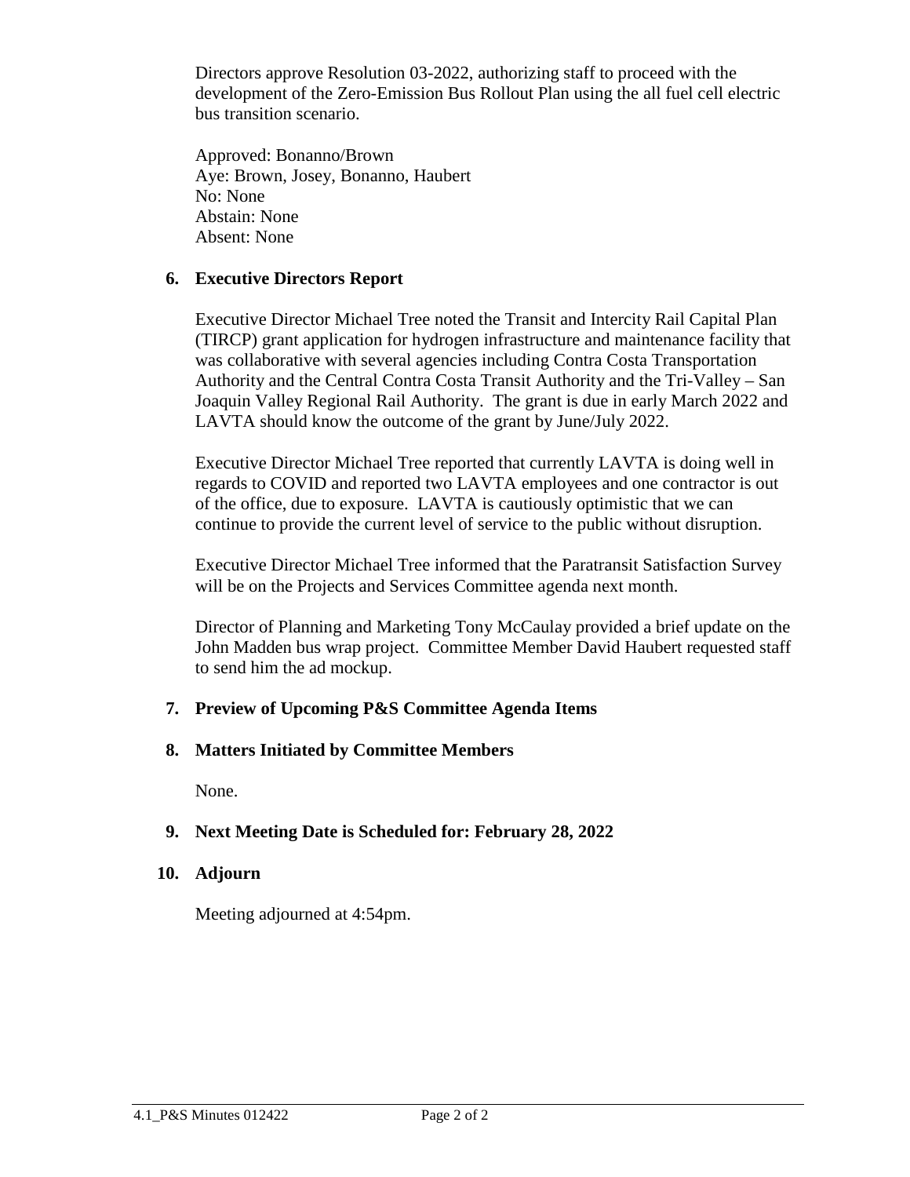Directors approve Resolution 03-2022, authorizing staff to proceed with the development of the Zero-Emission Bus Rollout Plan using the all fuel cell electric bus transition scenario.

Approved: Bonanno/Brown
Aye: Brown, Josey, Bonanno, Haubert
No: None
Abstain: None
Absent: None

## 6. Executive Directors Report

Executive Director Michael Tree noted the Transit and Intercity Rail Capital Plan (TIRCP) grant application for hydrogen infrastructure and maintenance facility that was collaborative with several agencies including Contra Costa Transportation Authority and the Central Contra Costa Transit Authority and the Tri-Valley – San Joaquin Valley Regional Rail Authority. The grant is due in early March 2022 and LAVTA should know the outcome of the grant by June/July 2022.

Executive Director Michael Tree reported that currently LAVTA is doing well in regards to COVID and reported two LAVTA employees and one contractor is out of the office, due to exposure. LAVTA is cautiously optimistic that we can continue to provide the current level of service to the public without disruption.

Executive Director Michael Tree informed that the Paratransit Satisfaction Survey will be on the Projects and Services Committee agenda next month.

Director of Planning and Marketing Tony McCaulay provided a brief update on the John Madden bus wrap project. Committee Member David Haubert requested staff to send him the ad mockup.

## 7. Preview of Upcoming P&S Committee Agenda Items

## 8. Matters Initiated by Committee Members

None.

## 9. Next Meeting Date is Scheduled for: February 28, 2022

## 10. Adjourn

Meeting adjourned at 4:54pm.